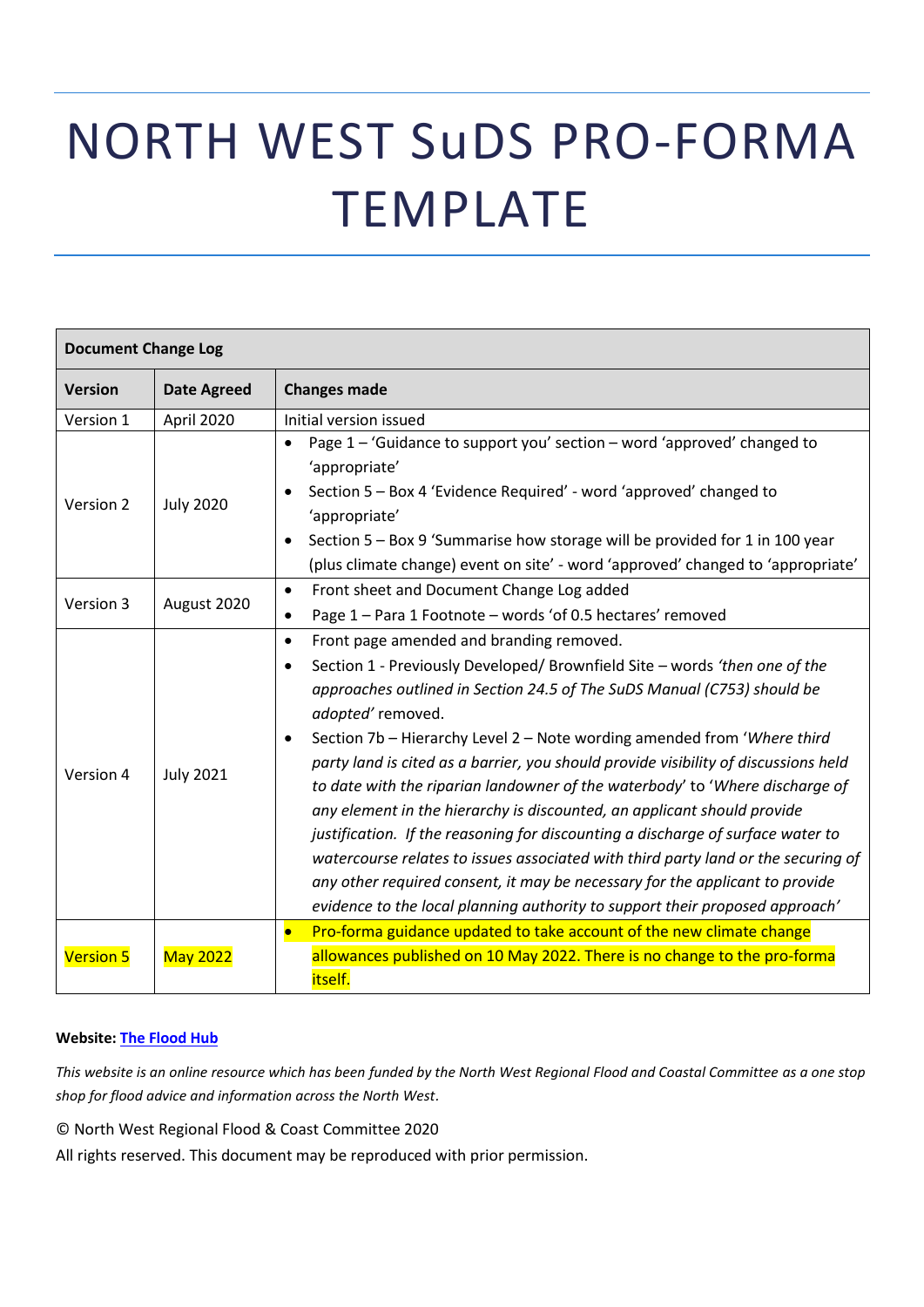# NORTH WEST SuDS PRO-FORMA TEMPLATE

| Document Change Log | | |
|---|---|---|
| **Version** | **Date Agreed** | **Changes made** |
| Version 1 | April 2020 | Initial version issued |
| Version 2 | July 2020 | • Page 1 – 'Guidance to support you' section – word 'approved' changed to 'appropriate'<br>• Section 5 – Box 4 'Evidence Required' - word 'approved' changed to 'appropriate'<br>• Section 5 – Box 9 'Summarise how storage will be provided for 1 in 100 year (plus climate change) event on site' - word 'approved' changed to 'appropriate' |
| Version 3 | August 2020 | • Front sheet and Document Change Log added<br>• Page 1 – Para 1 Footnote – words 'of 0.5 hectares' removed |
| Version 4 | July 2021 | • Front page amended and branding removed.<br>• Section 1 - Previously Developed/ Brownfield Site – words *'then one of the approaches outlined in Section 24.5 of The SuDS Manual (C753) should be adopted'* removed.<br>• Section 7b – Hierarchy Level 2 – Note wording amended from '*Where third party land is cited as a barrier, you should provide visibility of discussions held to date with the riparian landowner of the waterbody*' to '*Where discharge of any element in the hierarchy is discounted, an applicant should provide justification. If the reasoning for discounting a discharge of surface water to watercourse relates to issues associated with third party land or the securing of any other required consent, it may be necessary for the applicant to provide evidence to the local planning authority to support their proposed approach*' |
| Version 5 | May 2022 | • Pro-forma guidance updated to take account of the new climate change allowances published on 10 May 2022. There is no change to the pro-forma itself. |

**Website:** [The Flood Hub]()

*This website is an online resource which has been funded by the North West Regional Flood and Coastal Committee as a one stop shop for flood advice and information across the North West.*

© North West Regional Flood & Coast Committee 2020

All rights reserved. This document may be reproduced with prior permission.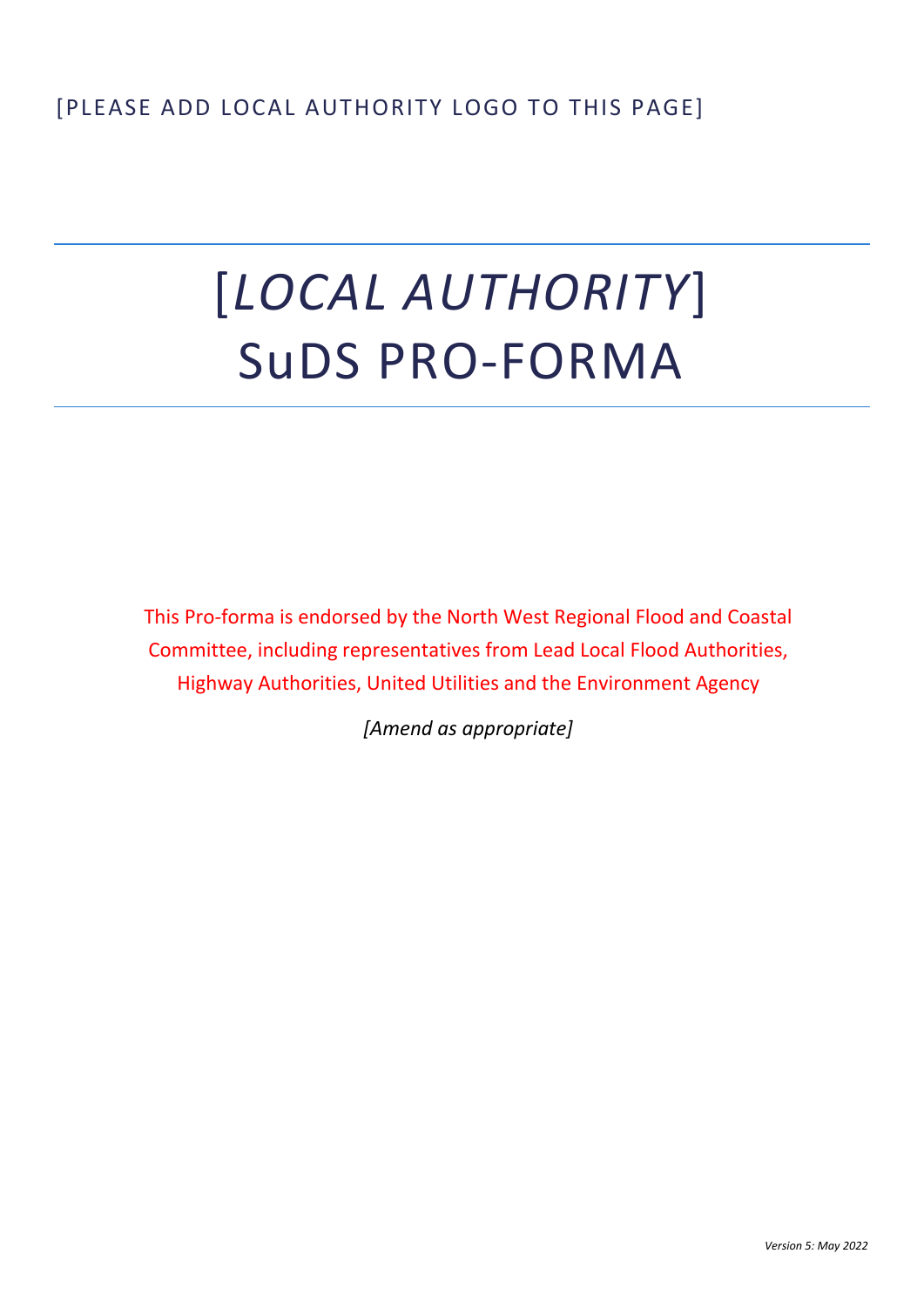[PLEASE ADD LOCAL AUTHORITY LOGO TO THIS PAGE]

# [*LOCAL AUTHORITY*] SuDS PRO-FORMA

This Pro-forma is endorsed by the North West Regional Flood and Coastal Committee, including representatives from Lead Local Flood Authorities, Highway Authorities, United Utilities and the Environment Agency

*[Amend as appropriate]*

*Version 5: May 2022*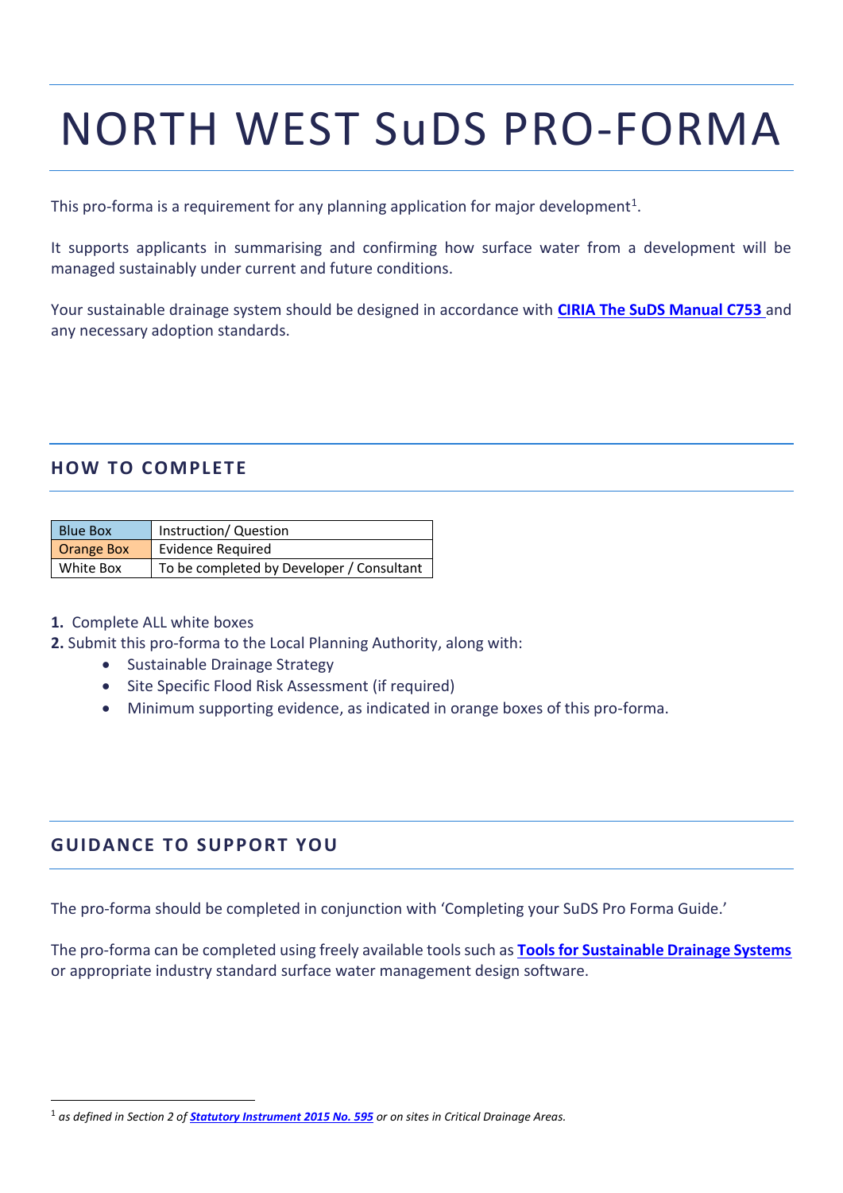# NORTH WEST SuDS PRO-FORMA

This pro-forma is a requirement for any planning application for major development[1].

It supports applicants in summarising and confirming how surface water from a development will be managed sustainably under current and future conditions.

Your sustainable drainage system should be designed in accordance with **CIRIA The SuDS Manual C753** and any necessary adoption standards.

## HOW TO COMPLETE

| Blue Box | Instruction/ Question |
|---|---|
| Orange Box | Evidence Required |
| White Box | To be completed by Developer / Consultant |

1. Complete ALL white boxes
2. Submit this pro-forma to the Local Planning Authority, along with:
   - Sustainable Drainage Strategy
   - Site Specific Flood Risk Assessment (if required)
   - Minimum supporting evidence, as indicated in orange boxes of this pro-forma.

## GUIDANCE TO SUPPORT YOU

The pro-forma should be completed in conjunction with 'Completing your SuDS Pro Forma Guide.'

The pro-forma can be completed using freely available tools such as **Tools for Sustainable Drainage Systems** or appropriate industry standard surface water management design software.

[1] *as defined in Section 2 of **Statutory Instrument 2015 No. 595** or on sites in Critical Drainage Areas.*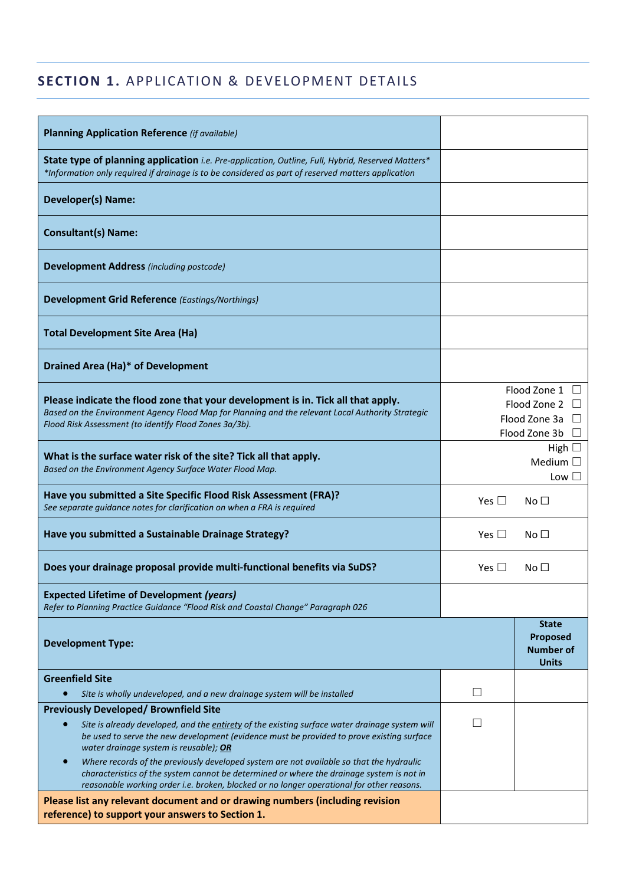## **SECTION 1.** APPLICATION & DEVELOPMENT DETAILS

| | | |
|---|---|---|
| **Planning Application Reference** *(if available)* | | |
| **State type of planning application** *i.e. Pre-application, Outline, Full, Hybrid, Reserved Matters**<br>**Information only required if drainage is to be considered as part of reserved matters application* | | |
| **Developer(s) Name:** | | |
| **Consultant(s) Name:** | | |
| **Development Address** *(including postcode)* | | |
| **Development Grid Reference** *(Eastings/Northings)* | | |
| **Total Development Site Area (Ha)** | | |
| **Drained Area (Ha)* of Development** | | |
| **Please indicate the flood zone that your development is in. Tick all that apply.**<br>*Based on the Environment Agency Flood Map for Planning and the relevant Local Authority Strategic Flood Risk Assessment (to identify Flood Zones 3a/3b).* | Flood Zone 1 ☐<br>Flood Zone 2 ☐<br>Flood Zone 3a ☐<br>Flood Zone 3b ☐ | |
| **What is the surface water risk of the site? Tick all that apply.**<br>*Based on the Environment Agency Surface Water Flood Map.* | High ☐<br>Medium ☐<br>Low ☐ | |
| **Have you submitted a Site Specific Flood Risk Assessment (FRA)?**<br>*See separate guidance notes for clarification on when a FRA is required* | Yes ☐ No ☐ | |
| **Have you submitted a Sustainable Drainage Strategy?** | Yes ☐ No ☐ | |
| **Does your drainage proposal provide multi-functional benefits via SuDS?** | Yes ☐ No ☐ | |
| **Expected Lifetime of Development *(years)***<br>*Refer to Planning Practice Guidance "Flood Risk and Coastal Change" Paragraph 026* | | |
| **Development Type:** | | **State Proposed Number of Units** |
| **Greenfield Site**<br>• *Site is wholly undeveloped, and a new drainage system will be installed* | ☐ | |
| **Previously Developed/ Brownfield Site**<br>• *Site is already developed, and the entirety of the existing surface water drainage system will be used to serve the new development (evidence must be provided to prove existing surface water drainage system is reusable);* ***OR***<br>• *Where records of the previously developed system are not available so that the hydraulic characteristics of the system cannot be determined or where the drainage system is not in reasonable working order i.e. broken, blocked or no longer operational for other reasons.* | ☐ | |
| **Please list any relevant document and or drawing numbers (including revision reference) to support your answers to Section 1.** | | |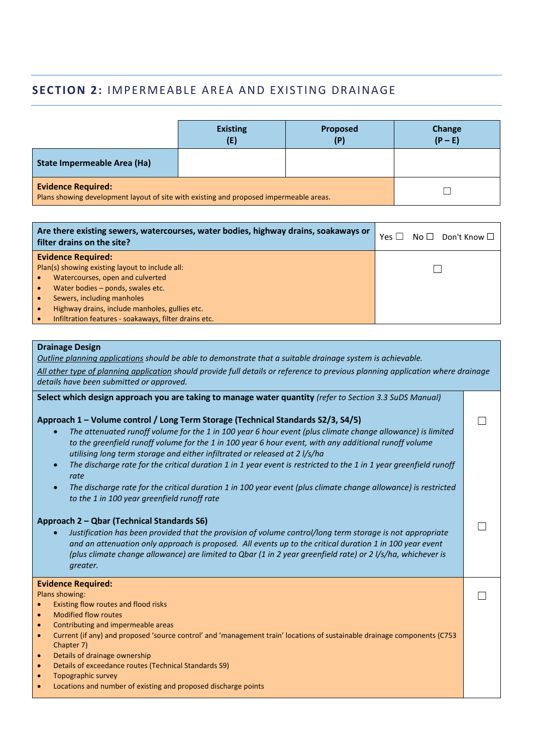## **SECTION 2:** IMPERMEABLE AREA AND EXISTING DRAINAGE

| | Existing (E) | Proposed (P) | Change (P – E) |
|---|---|---|---|
| **State Impermeable Area (Ha)** | | | |
| **Evidence Required:** Plans showing development layout of site with existing and proposed impermeable areas. | | | ☐ |

| **Are there existing sewers, watercourses, water bodies, highway drains, soakaways or filter drains on the site?** | Yes ☐ No ☐ Don't Know ☐ |
|---|---|
| **Evidence Required:** Plan(s) showing existing layout to include all: <br>• Watercourses, open and culverted <br>• Water bodies – ponds, swales etc. <br>• Sewers, including manholes <br>• Highway drains, include manholes, gullies etc. <br>• Infiltration features - soakaways, filter drains etc. | ☐ |

**Drainage Design**

*Outline planning applications should be able to demonstrate that a suitable drainage system is achievable.*

*All other type of planning application should provide full details or reference to previous planning application where drainage details have been submitted or approved.*

**Select which design approach you are taking to manage water quantity** *(refer to Section 3.3 SuDS Manual)*

**Approach 1 – Volume control / Long Term Storage (Technical Standards S2/3, S4/5)** ☐

- *The attenuated runoff volume for the 1 in 100 year 6 hour event (plus climate change allowance) is limited to the greenfield runoff volume for the 1 in 100 year 6 hour event, with any additional runoff volume utilising long term storage and either infiltrated or released at 2 l/s/ha*
- *The discharge rate for the critical duration 1 in 1 year event is restricted to the 1 in 1 year greenfield runoff rate*
- *The discharge rate for the critical duration 1 in 100 year event (plus climate change allowance) is restricted to the 1 in 100 year greenfield runoff rate*

**Approach 2 – Qbar (Technical Standards S6)** ☐

- *Justification has been provided that the provision of volume control/long term storage is not appropriate and an attenuation only approach is proposed. All events up to the critical duration 1 in 100 year event (plus climate change allowance) are limited to Qbar (1 in 2 year greenfield rate) or 2 l/s/ha, whichever is greater.*

**Evidence Required:** ☐

Plans showing:

- Existing flow routes and flood risks
- Modified flow routes
- Contributing and impermeable areas
- Current (if any) and proposed 'source control' and 'management train' locations of sustainable drainage components (C753 Chapter 7)
- Details of drainage ownership
- Details of exceedance routes (Technical Standards S9)
- Topographic survey
- Locations and number of existing and proposed discharge points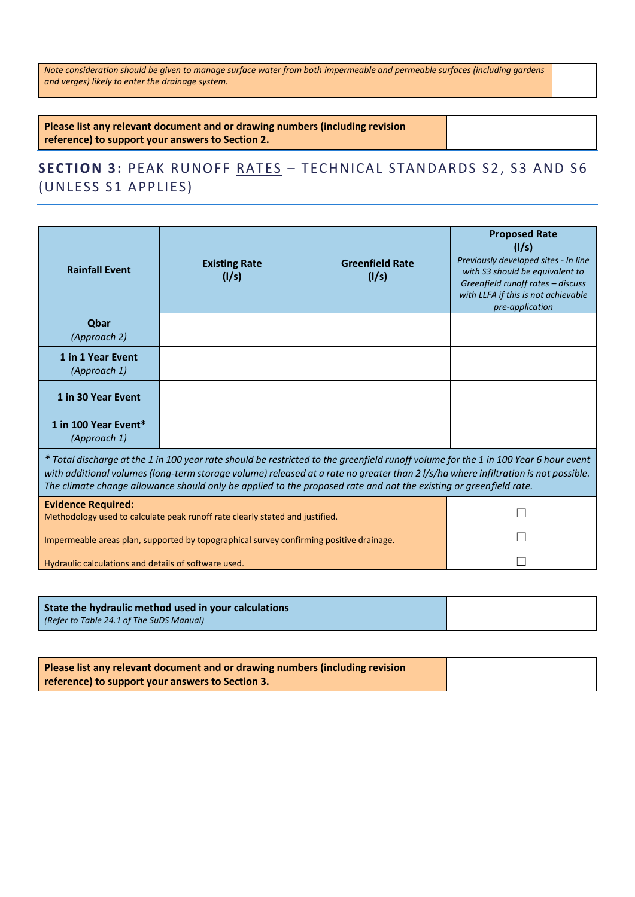| *Note consideration should be given to manage surface water from both impermeable and permeable surfaces (including gardens and verges) likely to enter the drainage system.* | |
|---|---|

| **Please list any relevant document and or drawing numbers (including revision reference) to support your answers to Section 2.** | |
|---|---|

## **SECTION 3:** PEAK RUNOFF RATES – TECHNICAL STANDARDS S2, S3 AND S6 (UNLESS S1 APPLIES)

| **Rainfall Event** | **Existing Rate (l/s)** | **Greenfield Rate (l/s)** | **Proposed Rate (l/s)** *Previously developed sites - In line with S3 should be equivalent to Greenfield runoff rates – discuss with LLFA if this is not achievable pre-application* |
|---|---|---|---|
| **Qbar** *(Approach 2)* | | | |
| **1 in 1 Year Event** *(Approach 1)* | | | |
| **1 in 30 Year Event** | | | |
| **1 in 100 Year Event*** *(Approach 1)* | | | |

*\* Total discharge at the 1 in 100 year rate should be restricted to the greenfield runoff volume for the 1 in 100 Year 6 hour event with additional volumes (long-term storage volume) released at a rate no greater than 2 l/s/ha where infiltration is not possible. The climate change allowance should only be applied to the proposed rate and not the existing or greenfield rate.*

| **Evidence Required:** | |
|---|---|
| Methodology used to calculate peak runoff rate clearly stated and justified. | ☐ |
| Impermeable areas plan, supported by topographical survey confirming positive drainage. | ☐ |
| Hydraulic calculations and details of software used. | ☐ |

| **State the hydraulic method used in your calculations** *(Refer to Table 24.1 of The SuDS Manual)* | |
|---|---|

| **Please list any relevant document and or drawing numbers (including revision reference) to support your answers to Section 3.** | |
|---|---|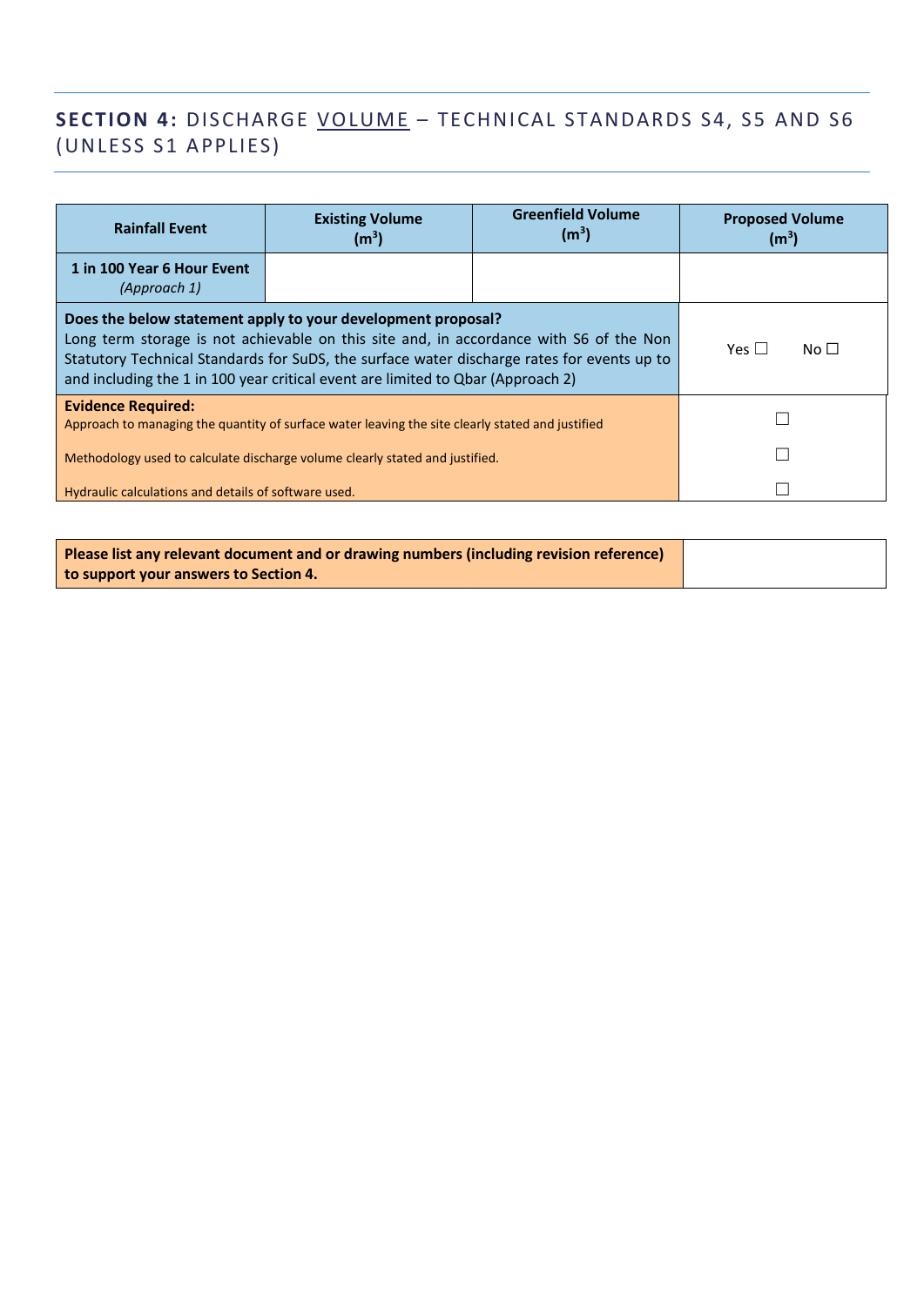## SECTION 4: DISCHARGE VOLUME – TECHNICAL STANDARDS S4, S5 AND S6 (UNLESS S1 APPLIES)

| Rainfall Event | Existing Volume ($m^3$) | Greenfield Volume ($m^3$) | Proposed Volume ($m^3$) |
|---|---|---|---|
| **1 in 100 Year 6 Hour Event** *(Approach 1)* | | | |

| | |
|---|---|
| **Does the below statement apply to your development proposal?** Long term storage is not achievable on this site and, in accordance with S6 of the Non Statutory Technical Standards for SuDS, the surface water discharge rates for events up to and including the 1 in 100 year critical event are limited to Qbar (Approach 2) | Yes ☐ No ☐ |
| **Evidence Required:** | |
| Approach to managing the quantity of surface water leaving the site clearly stated and justified | ☐ |
| Methodology used to calculate discharge volume clearly stated and justified. | ☐ |
| Hydraulic calculations and details of software used. | ☐ |

| | |
|---|---|
| **Please list any relevant document and or drawing numbers (including revision reference) to support your answers to Section 4.** | |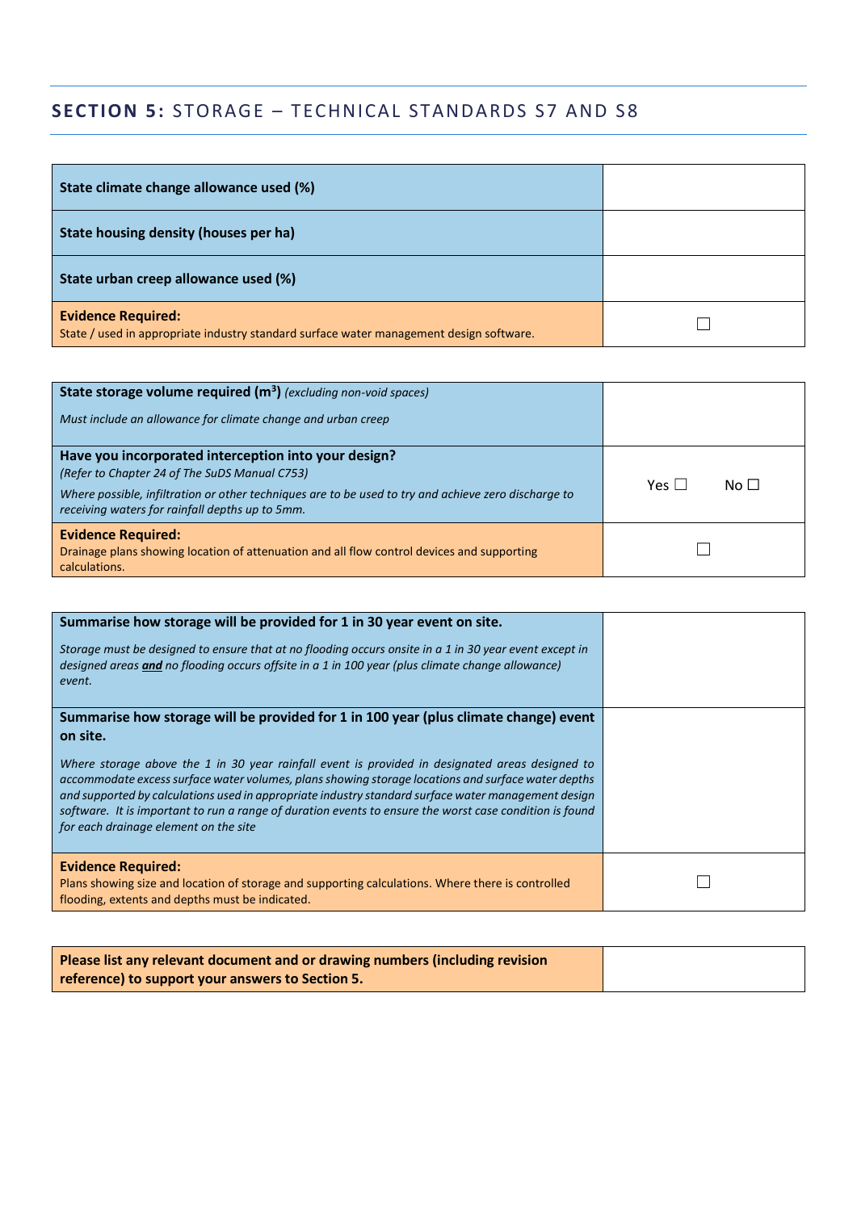## **SECTION 5:** STORAGE – TECHNICAL STANDARDS S7 AND S8

| | |
|---|---|
| **State climate change allowance used (%)** | |
| **State housing density (houses per ha)** | |
| **State urban creep allowance used (%)** | |
| **Evidence Required:**<br>State / used in appropriate industry standard surface water management design software. | ☐ |

| | |
|---|---|
| **State storage volume required (m$^3$)** *(excluding non-void spaces)*<br><br>*Must include an allowance for climate change and urban creep* | |
| **Have you incorporated interception into your design?**<br>*(Refer to Chapter 24 of The SuDS Manual C753)*<br>*Where possible, infiltration or other techniques are to be used to try and achieve zero discharge to receiving waters for rainfall depths up to 5mm.* | Yes ☐ No ☐ |
| **Evidence Required:**<br>Drainage plans showing location of attenuation and all flow control devices and supporting calculations. | ☐ |

| | |
|---|---|
| **Summarise how storage will be provided for 1 in 30 year event on site.**<br><br>*Storage must be designed to ensure that at no flooding occurs onsite in a 1 in 30 year event except in designed areas* ***and*** *no flooding occurs offsite in a 1 in 100 year (plus climate change allowance) event.* | |
| **Summarise how storage will be provided for 1 in 100 year (plus climate change) event on site.**<br><br>*Where storage above the 1 in 30 year rainfall event is provided in designated areas designed to accommodate excess surface water volumes, plans showing storage locations and surface water depths and supported by calculations used in appropriate industry standard surface water management design software. It is important to run a range of duration events to ensure the worst case condition is found for each drainage element on the site* | |
| **Evidence Required:**<br>Plans showing size and location of storage and supporting calculations. Where there is controlled flooding, extents and depths must be indicated. | ☐ |

| | |
|---|---|
| **Please list any relevant document and or drawing numbers (including revision reference) to support your answers to Section 5.** | |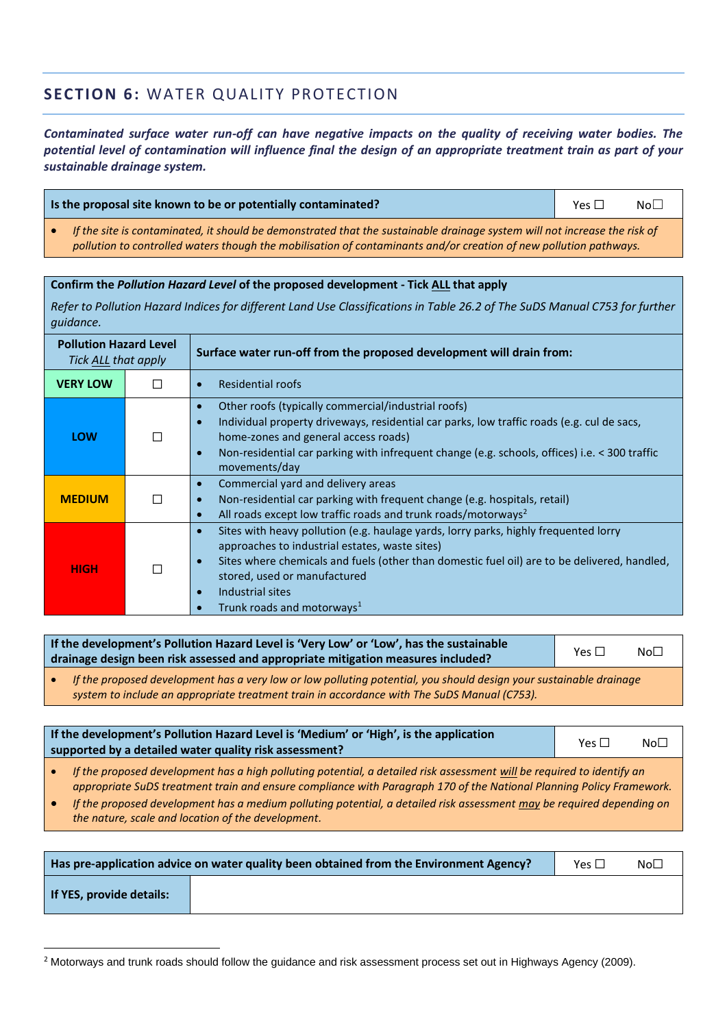## SECTION 6: WATER QUALITY PROTECTION

***Contaminated surface water run-off can have negative impacts on the quality of receiving water bodies. The potential level of contamination will influence final the design of an appropriate treatment train as part of your sustainable drainage system.***

| **Is the proposal site known to be or potentially contaminated?** | Yes ☐ No☐ |
|---|---|
| • *If the site is contaminated, it should be demonstrated that the sustainable drainage system will not increase the risk of pollution to controlled waters though the mobilisation of contaminants and/or creation of new pollution pathways.* | |

**Confirm the *Pollution Hazard Level* of the proposed development - Tick ALL that apply**

*Refer to Pollution Hazard Indices for different Land Use Classifications in Table 26.2 of The SuDS Manual C753 for further guidance.*

| Pollution Hazard Level *Tick ALL that apply* | | Surface water run-off from the proposed development will drain from: |
|---|---|---|
| **VERY LOW** | ☐ | • Residential roofs |
| **LOW** | ☐ | • Other roofs (typically commercial/industrial roofs)<br>• Individual property driveways, residential car parks, low traffic roads (e.g. cul de sacs, home-zones and general access roads)<br>• Non-residential car parking with infrequent change (e.g. schools, offices) i.e. < 300 traffic movements/day |
| **MEDIUM** | ☐ | • Commercial yard and delivery areas<br>• Non-residential car parking with frequent change (e.g. hospitals, retail)<br>• All roads except low traffic roads and trunk roads/motorways[2] |
| **HIGH** | ☐ | • Sites with heavy pollution (e.g. haulage yards, lorry parks, highly frequented lorry approaches to industrial estates, waste sites)<br>• Sites where chemicals and fuels (other than domestic fuel oil) are to be delivered, handled, stored, used or manufactured<br>• Industrial sites<br>• Trunk roads and motorways[1] |

| **If the development's Pollution Hazard Level is 'Very Low' or 'Low', has the sustainable drainage design been risk assessed and appropriate mitigation measures included?** | Yes ☐ No☐ |
|---|---|
| • *If the proposed development has a very low or low polluting potential, you should design your sustainable drainage system to include an appropriate treatment train in accordance with The SuDS Manual (C753).* | |

| **If the development's Pollution Hazard Level is 'Medium' or 'High', is the application supported by a detailed water quality risk assessment?** | Yes ☐ No☐ |
|---|---|
| • *If the proposed development has a high polluting potential, a detailed risk assessment will be required to identify an appropriate SuDS treatment train and ensure compliance with Paragraph 170 of the National Planning Policy Framework.*<br>• *If the proposed development has a medium polluting potential, a detailed risk assessment may be required depending on the nature, scale and location of the development.* | |

| **Has pre-application advice on water quality been obtained from the Environment Agency?** | Yes ☐ No☐ |
|---|---|
| **If YES, provide details:** | |

[2] Motorways and trunk roads should follow the guidance and risk assessment process set out in Highways Agency (2009).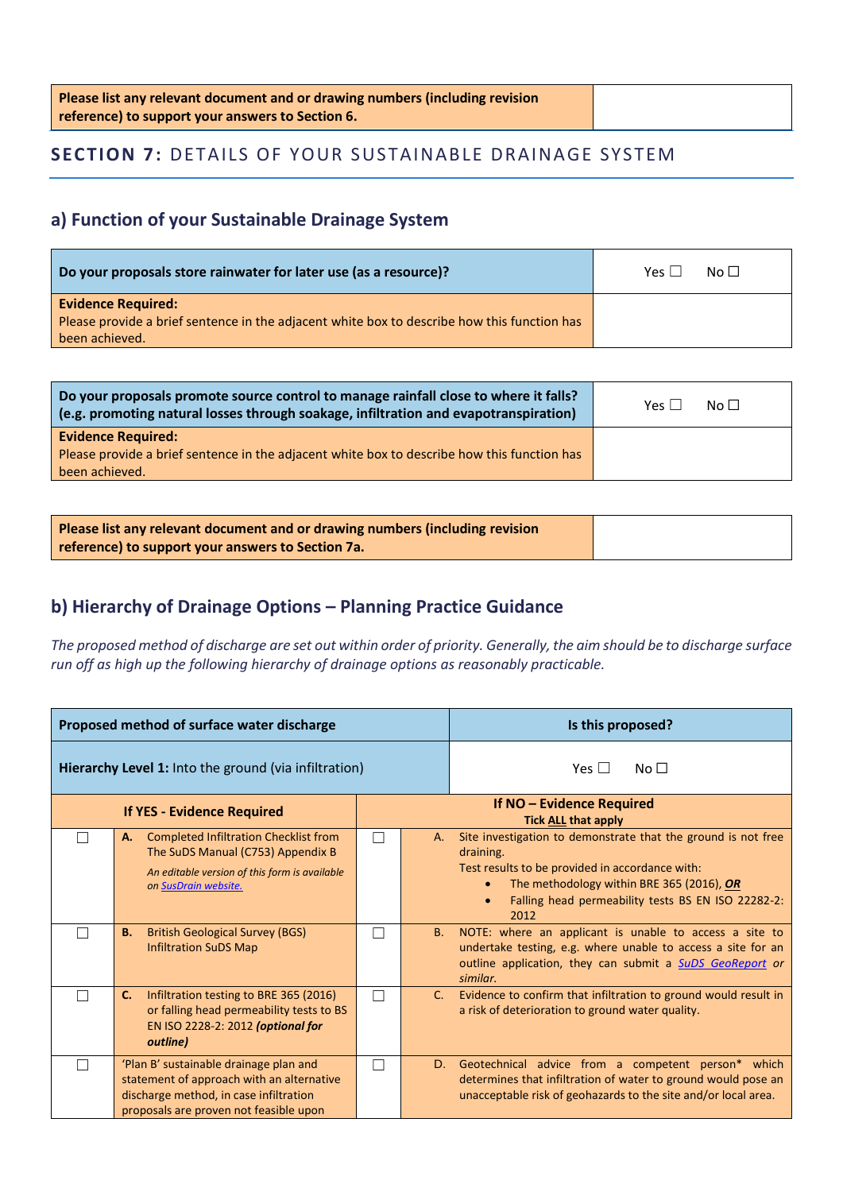| Please list any relevant document and or drawing numbers (including revision reference) to support your answers to Section 6. | |
|---|---|

## SECTION 7: DETAILS OF YOUR SUSTAINABLE DRAINAGE SYSTEM

### a) Function of your Sustainable Drainage System

| Do your proposals store rainwater for later use (as a resource)? | Yes ☐ No ☐ |
|---|---|
| **Evidence Required:** Please provide a brief sentence in the adjacent white box to describe how this function has been achieved. | |

| Do your proposals promote source control to manage rainfall close to where it falls? (e.g. promoting natural losses through soakage, infiltration and evapotranspiration) | Yes ☐ No ☐ |
|---|---|
| **Evidence Required:** Please provide a brief sentence in the adjacent white box to describe how this function has been achieved. | |

| Please list any relevant document and or drawing numbers (including revision reference) to support your answers to Section 7a. | |
|---|---|

### b) Hierarchy of Drainage Options – Planning Practice Guidance

*The proposed method of discharge are set out within order of priority. Generally, the aim should be to discharge surface run off as high up the following hierarchy of drainage options as reasonably practicable.*

| **Proposed method of surface water discharge** | | **Is this proposed?** | |
|---|---|---|---|
| **Hierarchy Level 1:** Into the ground (via infiltration) | | Yes ☐ No ☐ | |
| **If YES - Evidence Required** | | **If NO – Evidence Required** **Tick ALL that apply** | |
| ☐ | **A.** Completed Infiltration Checklist from The SuDS Manual (C753) Appendix B *An editable version of this form is available on SusDrain website.* | ☐ | A. Site investigation to demonstrate that the ground is not free draining. Test results to be provided in accordance with: • The methodology within BRE 365 (2016), ***OR*** • Falling head permeability tests BS EN ISO 22282-2: 2012 |
| ☐ | **B.** British Geological Survey (BGS) Infiltration SuDS Map | ☐ | B. NOTE: where an applicant is unable to access a site to undertake testing, e.g. where unable to access a site for an outline application, they can submit a *SuDS GeoReport or similar.* |
| ☐ | **C.** Infiltration testing to BRE 365 (2016) or falling head permeability tests to BS EN ISO 2228-2: 2012 ***(optional for outline)*** | ☐ | C. Evidence to confirm that infiltration to ground would result in a risk of deterioration to ground water quality. |
| ☐ | 'Plan B' sustainable drainage plan and statement of approach with an alternative discharge method, in case infiltration proposals are proven not feasible upon | ☐ | D. Geotechnical advice from a competent person* which determines that infiltration of water to ground would pose an unacceptable risk of geohazards to the site and/or local area. |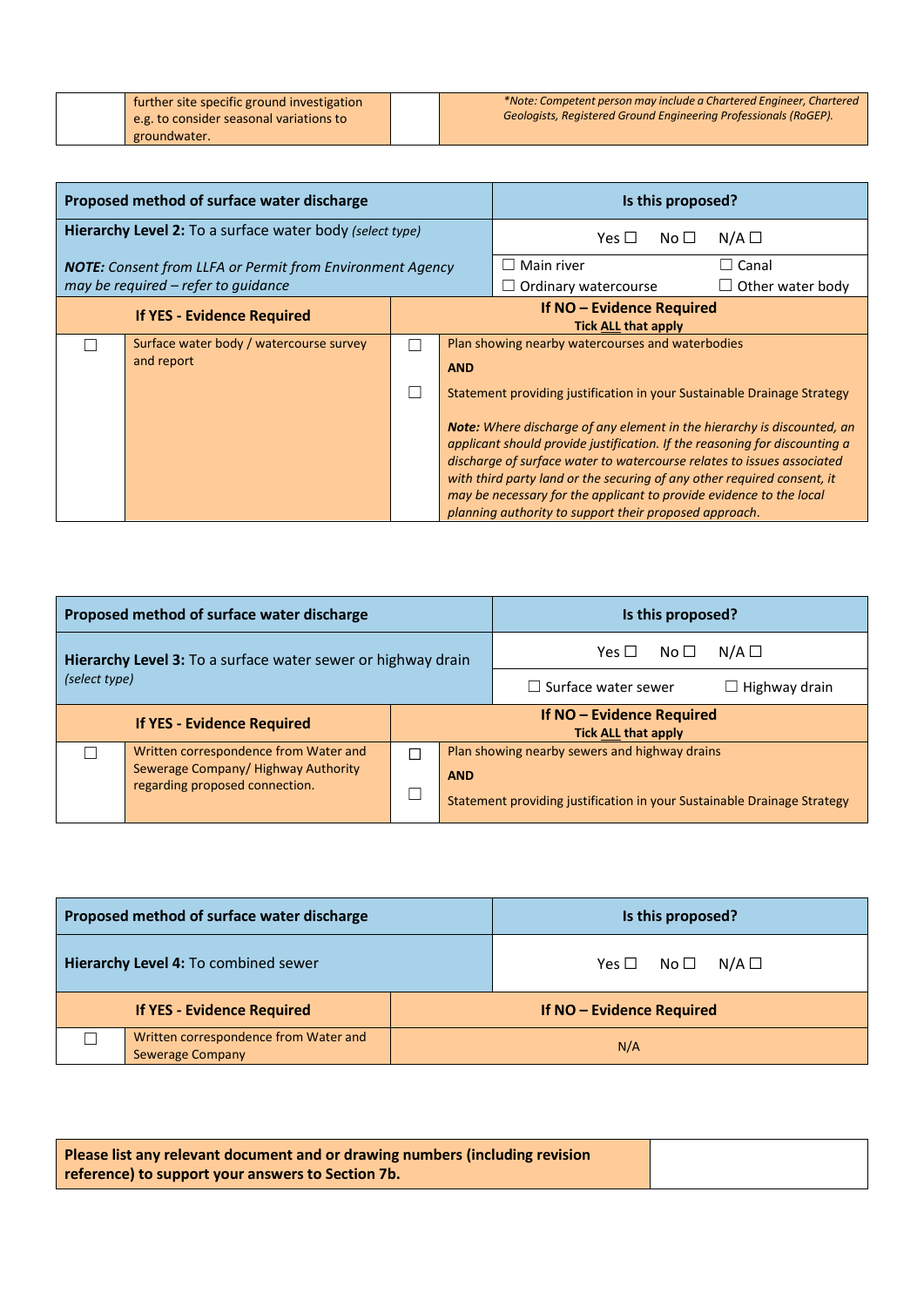| | further site specific ground investigation e.g. to consider seasonal variations to groundwater. | | *\*Note: Competent person may include a Chartered Engineer, Chartered Geologists, Registered Ground Engineering Professionals (RoGEP).* |
|---|---|---|---|

| **Proposed method of surface water discharge** | | **Is this proposed?** | |
|---|---|---|---|
| **Hierarchy Level 2:** To a surface water body *(select type)* | | Yes ☐ No ☐ N/A ☐ | |
| ***NOTE:*** *Consent from LLFA or Permit from Environment Agency may be required – refer to guidance* | | ☐ Main river<br>☐ Ordinary watercourse | ☐ Canal<br>☐ Other water body |
| **If YES - Evidence Required** | | **If NO – Evidence Required**<br>**Tick ALL that apply** | |
| ☐ | Surface water body / watercourse survey and report | ☐ | Plan showing nearby watercourses and waterbodies<br>**AND** |
| | | ☐ | Statement providing justification in your Sustainable Drainage Strategy<br><br>***Note:*** *Where discharge of any element in the hierarchy is discounted, an applicant should provide justification. If the reasoning for discounting a discharge of surface water to watercourse relates to issues associated with third party land or the securing of any other required consent, it may be necessary for the applicant to provide evidence to the local planning authority to support their proposed approach.* |

| **Proposed method of surface water discharge** | | **Is this proposed?** | |
|---|---|---|---|
| **Hierarchy Level 3:** To a surface water sewer or highway drain *(select type)* | | Yes ☐ No ☐ N/A ☐ | |
| | | ☐ Surface water sewer | ☐ Highway drain |
| **If YES - Evidence Required** | | **If NO – Evidence Required**<br>**Tick ALL that apply** | |
| ☐ | Written correspondence from Water and Sewerage Company/ Highway Authority regarding proposed connection. | ☐ | Plan showing nearby sewers and highway drains<br>**AND** |
| | | ☐ | Statement providing justification in your Sustainable Drainage Strategy |

| **Proposed method of surface water discharge** | | **Is this proposed?** |
|---|---|---|
| **Hierarchy Level 4:** To combined sewer | | Yes ☐ No ☐ N/A ☐ |
| **If YES - Evidence Required** | | **If NO – Evidence Required** |
| ☐ | Written correspondence from Water and Sewerage Company | N/A |

| **Please list any relevant document and or drawing numbers (including revision reference) to support your answers to Section 7b.** | |
|---|---|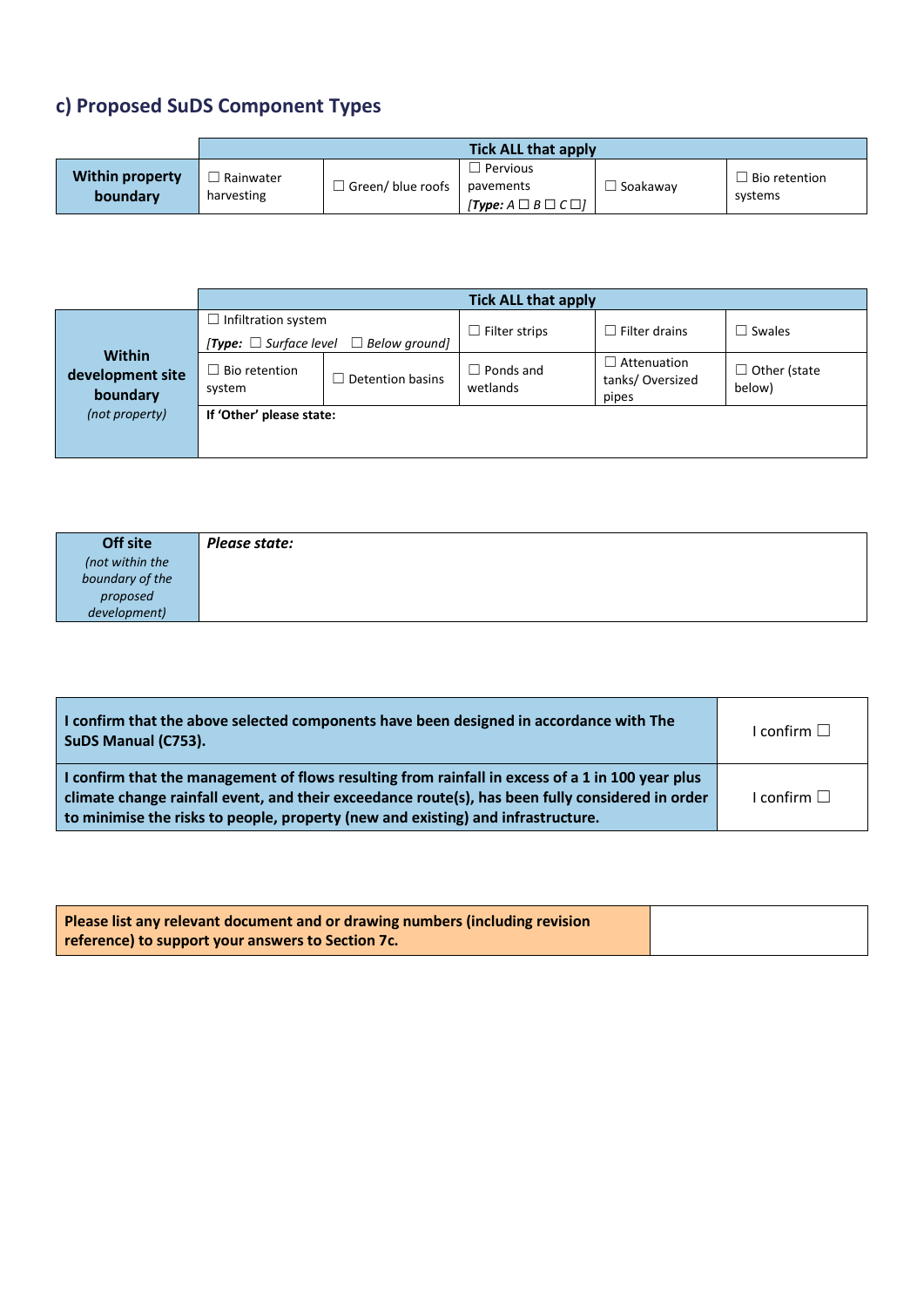## c) Proposed SuDS Component Types

| | Tick ALL that apply | | | | |
|---|---|---|---|---|---|
| **Within property boundary** | ☐ Rainwater harvesting | ☐ Green/ blue roofs | ☐ Pervious pavements *[Type: A ☐ B ☐ C ☐]* | ☐ Soakaway | ☐ Bio retention systems |

| | Tick ALL that apply | | | | |
|---|---|---|---|---|---|
| **Within development site boundary** *(not property)* | ☐ Infiltration system *[Type: ☐ Surface level ☐ Below ground]* | | ☐ Filter strips | ☐ Filter drains | ☐ Swales |
| | ☐ Bio retention system | ☐ Detention basins | ☐ Ponds and wetlands | ☐ Attenuation tanks/ Oversized pipes | ☐ Other (state below) |
| | **If 'Other' please state:** | | | | |

| **Off site** *(not within the boundary of the proposed development)* | ***Please state:*** |
|---|---|

| | |
|---|---|
| **I confirm that the above selected components have been designed in accordance with The SuDS Manual (C753).** | I confirm ☐ |
| **I confirm that the management of flows resulting from rainfall in excess of a 1 in 100 year plus climate change rainfall event, and their exceedance route(s), has been fully considered in order to minimise the risks to people, property (new and existing) and infrastructure.** | I confirm ☐ |

| | |
|---|---|
| **Please list any relevant document and or drawing numbers (including revision reference) to support your answers to Section 7c.** | |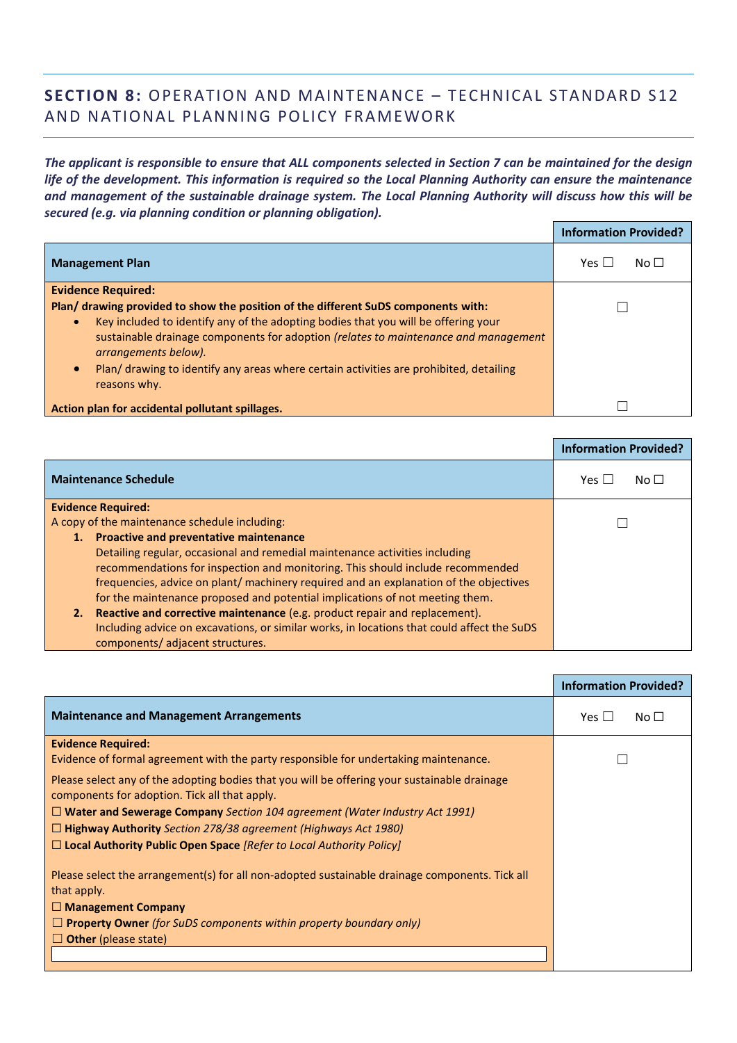## SECTION 8: OPERATION AND MAINTENANCE – TECHNICAL STANDARD S12 AND NATIONAL PLANNING POLICY FRAMEWORK

***The applicant is responsible to ensure that ALL components selected in Section 7 can be maintained for the design life of the development. This information is required so the Local Planning Authority can ensure the maintenance and management of the sustainable drainage system. The Local Planning Authority will discuss how this will be secured (e.g. via planning condition or planning obligation).***

| | **Information Provided?** |
|---|---|
| **Management Plan** | Yes ☐ No ☐ |
| **Evidence Required:**<br>**Plan/ drawing provided to show the position of the different SuDS components with:**<br>• Key included to identify any of the adopting bodies that you will be offering your sustainable drainage components for adoption *(relates to maintenance and management arrangements below).*<br>• Plan/ drawing to identify any areas where certain activities are prohibited, detailing reasons why. | ☐ |
| **Action plan for accidental pollutant spillages.** | ☐ |

| | **Information Provided?** |
|---|---|
| **Maintenance Schedule** | Yes ☐ No ☐ |
| **Evidence Required:**<br>A copy of the maintenance schedule including:<br>1. **Proactive and preventative maintenance**<br>Detailing regular, occasional and remedial maintenance activities including recommendations for inspection and monitoring. This should include recommended frequencies, advice on plant/ machinery required and an explanation of the objectives for the maintenance proposed and potential implications of not meeting them.<br>2. **Reactive and corrective maintenance** (e.g. product repair and replacement). Including advice on excavations, or similar works, in locations that could affect the SuDS components/ adjacent structures. | ☐ |

| | **Information Provided?** |
|---|---|
| **Maintenance and Management Arrangements** | Yes ☐ No ☐ |
| **Evidence Required:**<br>Evidence of formal agreement with the party responsible for undertaking maintenance.<br><br>Please select any of the adopting bodies that you will be offering your sustainable drainage components for adoption. Tick all that apply.<br>☐ **Water and Sewerage Company** *Section 104 agreement (Water Industry Act 1991)*<br>☐ **Highway Authority** *Section 278/38 agreement (Highways Act 1980)*<br>☐ **Local Authority Public Open Space** *[Refer to Local Authority Policy]*<br><br>Please select the arrangement(s) for all non-adopted sustainable drainage components. Tick all that apply.<br>☐ **Management Company**<br>☐ **Property Owner** *(for SuDS components within property boundary only)*<br>☐ **Other** (please state) | ☐ |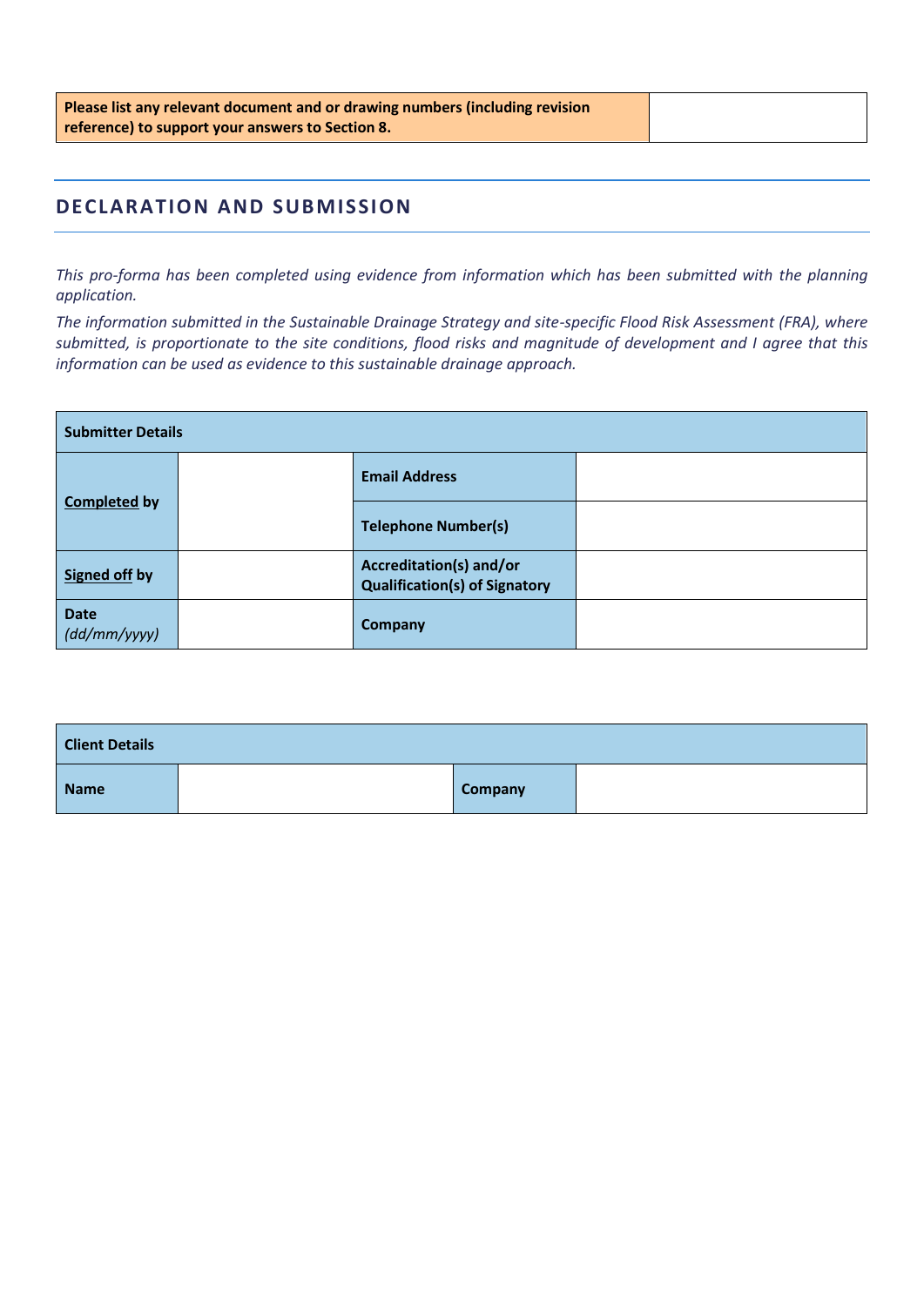| | |
|---|---|
| **Please list any relevant document and or drawing numbers (including revision reference) to support your answers to Section 8.** | |

## DECLARATION AND SUBMISSION

*This pro-forma has been completed using evidence from information which has been submitted with the planning application.*

*The information submitted in the Sustainable Drainage Strategy and site-specific Flood Risk Assessment (FRA), where submitted, is proportionate to the site conditions, flood risks and magnitude of development and I agree that this information can be used as evidence to this sustainable drainage approach.*

| **Submitter Details** | | | |
|---|---|---|---|
| **Completed by** | | **Email Address** | |
| | | **Telephone Number(s)** | |
| **Signed off by** | | **Accreditation(s) and/or Qualification(s) of Signatory** | |
| **Date** *(dd/mm/yyyy)* | | **Company** | |

| **Client Details** | | | |
|---|---|---|---|
| **Name** | | **Company** | |